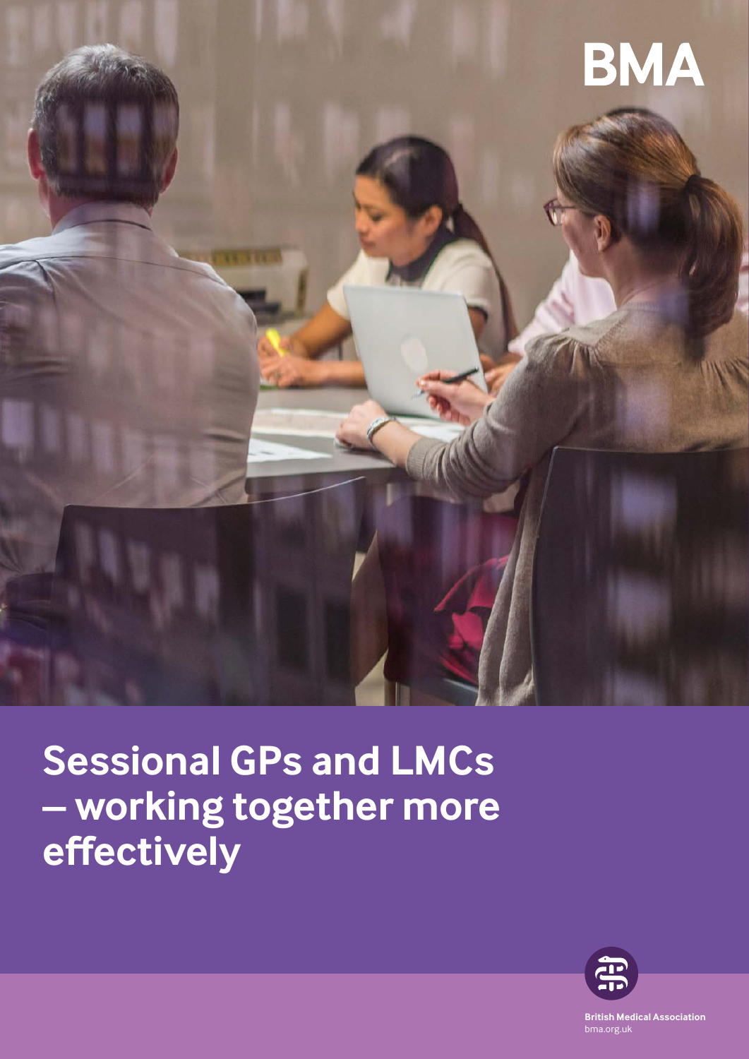BMA

# Sessional GPs and LMCs – working together more effectively

British Medical Association
bma.org.uk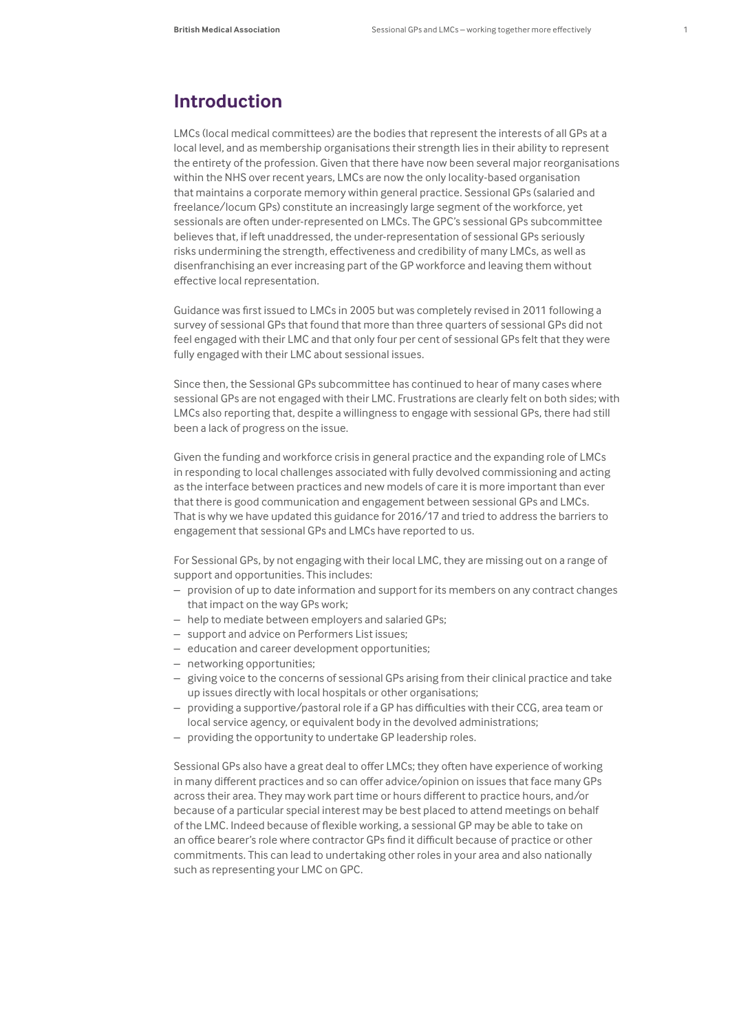## Introduction

LMCs (local medical committees) are the bodies that represent the interests of all GPs at a local level, and as membership organisations their strength lies in their ability to represent the entirety of the profession. Given that there have now been several major reorganisations within the NHS over recent years, LMCs are now the only locality-based organisation that maintains a corporate memory within general practice. Sessional GPs (salaried and freelance/locum GPs) constitute an increasingly large segment of the workforce, yet sessionals are often under-represented on LMCs. The GPC's sessional GPs subcommittee believes that, if left unaddressed, the under-representation of sessional GPs seriously risks undermining the strength, effectiveness and credibility of many LMCs, as well as disenfranchising an ever increasing part of the GP workforce and leaving them without effective local representation.

Guidance was first issued to LMCs in 2005 but was completely revised in 2011 following a survey of sessional GPs that found that more than three quarters of sessional GPs did not feel engaged with their LMC and that only four per cent of sessional GPs felt that they were fully engaged with their LMC about sessional issues.

Since then, the Sessional GPs subcommittee has continued to hear of many cases where sessional GPs are not engaged with their LMC. Frustrations are clearly felt on both sides; with LMCs also reporting that, despite a willingness to engage with sessional GPs, there had still been a lack of progress on the issue.

Given the funding and workforce crisis in general practice and the expanding role of LMCs in responding to local challenges associated with fully devolved commissioning and acting as the interface between practices and new models of care it is more important than ever that there is good communication and engagement between sessional GPs and LMCs. That is why we have updated this guidance for 2016/17 and tried to address the barriers to engagement that sessional GPs and LMCs have reported to us.

For Sessional GPs, by not engaging with their local LMC, they are missing out on a range of support and opportunities. This includes:

- provision of up to date information and support for its members on any contract changes that impact on the way GPs work;
- help to mediate between employers and salaried GPs;
- support and advice on Performers List issues;
- education and career development opportunities;
- networking opportunities;
- giving voice to the concerns of sessional GPs arising from their clinical practice and take up issues directly with local hospitals or other organisations;
- providing a supportive/pastoral role if a GP has difficulties with their CCG, area team or local service agency, or equivalent body in the devolved administrations;
- providing the opportunity to undertake GP leadership roles.

Sessional GPs also have a great deal to offer LMCs; they often have experience of working in many different practices and so can offer advice/opinion on issues that face many GPs across their area. They may work part time or hours different to practice hours, and/or because of a particular special interest may be best placed to attend meetings on behalf of the LMC. Indeed because of flexible working, a sessional GP may be able to take on an office bearer's role where contractor GPs find it difficult because of practice or other commitments. This can lead to undertaking other roles in your area and also nationally such as representing your LMC on GPC.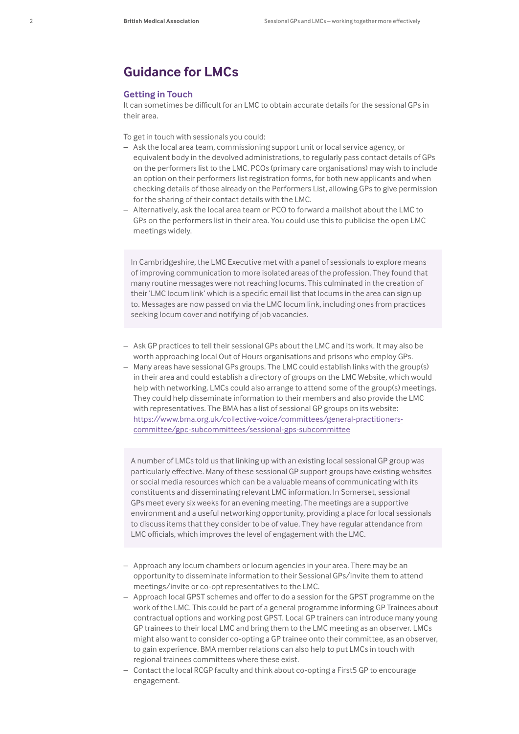## Guidance for LMCs

### Getting in Touch

It can sometimes be difficult for an LMC to obtain accurate details for the sessional GPs in their area.

To get in touch with sessionals you could:

- Ask the local area team, commissioning support unit or local service agency, or equivalent body in the devolved administrations, to regularly pass contact details of GPs on the performers list to the LMC. PCOs (primary care organisations) may wish to include an option on their performers list registration forms, for both new applicants and when checking details of those already on the Performers List, allowing GPs to give permission for the sharing of their contact details with the LMC.
- Alternatively, ask the local area team or PCO to forward a mailshot about the LMC to GPs on the performers list in their area. You could use this to publicise the open LMC meetings widely.

> In Cambridgeshire, the LMC Executive met with a panel of sessionals to explore means of improving communication to more isolated areas of the profession. They found that many routine messages were not reaching locums. This culminated in the creation of their 'LMC locum link' which is a specific email list that locums in the area can sign up to. Messages are now passed on via the LMC locum link, including ones from practices seeking locum cover and notifying of job vacancies.

- Ask GP practices to tell their sessional GPs about the LMC and its work. It may also be worth approaching local Out of Hours organisations and prisons who employ GPs.
- Many areas have sessional GPs groups. The LMC could establish links with the group(s) in their area and could establish a directory of groups on the LMC Website, which would help with networking. LMCs could also arrange to attend some of the group(s) meetings. They could help disseminate information to their members and also provide the LMC with representatives. The BMA has a list of sessional GP groups on its website: https://www.bma.org.uk/collective-voice/committees/general-practitioners-committee/gpc-subcommittees/sessional-gps-subcommittee

> A number of LMCs told us that linking up with an existing local sessional GP group was particularly effective. Many of these sessional GP support groups have existing websites or social media resources which can be a valuable means of communicating with its constituents and disseminating relevant LMC information. In Somerset, sessional GPs meet every six weeks for an evening meeting. The meetings are a supportive environment and a useful networking opportunity, providing a place for local sessionals to discuss items that they consider to be of value. They have regular attendance from LMC officials, which improves the level of engagement with the LMC.

- Approach any locum chambers or locum agencies in your area. There may be an opportunity to disseminate information to their Sessional GPs/invite them to attend meetings/invite or co-opt representatives to the LMC.
- Approach local GPST schemes and offer to do a session for the GPST programme on the work of the LMC. This could be part of a general programme informing GP Trainees about contractual options and working post GPST. Local GP trainers can introduce many young GP trainees to their local LMC and bring them to the LMC meeting as an observer. LMCs might also want to consider co-opting a GP trainee onto their committee, as an observer, to gain experience. BMA member relations can also help to put LMCs in touch with regional trainees committees where these exist.
- Contact the local RCGP faculty and think about co-opting a First5 GP to encourage engagement.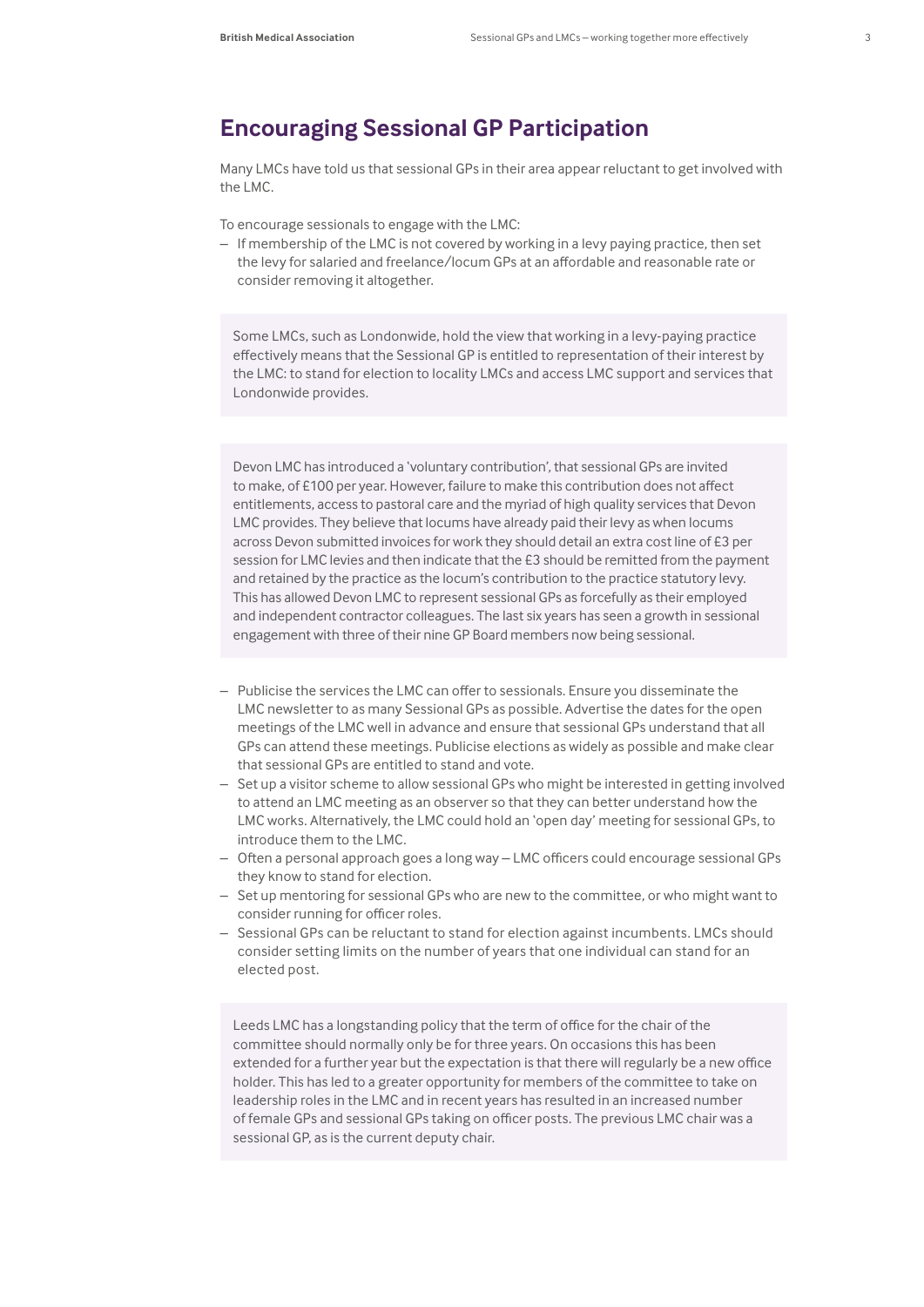## Encouraging Sessional GP Participation

Many LMCs have told us that sessional GPs in their area appear reluctant to get involved with the LMC.

To encourage sessionals to engage with the LMC:

- If membership of the LMC is not covered by working in a levy paying practice, then set the levy for salaried and freelance/locum GPs at an affordable and reasonable rate or consider removing it altogether.

> Some LMCs, such as Londonwide, hold the view that working in a levy-paying practice effectively means that the Sessional GP is entitled to representation of their interest by the LMC: to stand for election to locality LMCs and access LMC support and services that Londonwide provides.

> Devon LMC has introduced a 'voluntary contribution', that sessional GPs are invited to make, of £100 per year. However, failure to make this contribution does not affect entitlements, access to pastoral care and the myriad of high quality services that Devon LMC provides. They believe that locums have already paid their levy as when locums across Devon submitted invoices for work they should detail an extra cost line of £3 per session for LMC levies and then indicate that the £3 should be remitted from the payment and retained by the practice as the locum's contribution to the practice statutory levy. This has allowed Devon LMC to represent sessional GPs as forcefully as their employed and independent contractor colleagues. The last six years has seen a growth in sessional engagement with three of their nine GP Board members now being sessional.

- Publicise the services the LMC can offer to sessionals. Ensure you disseminate the LMC newsletter to as many Sessional GPs as possible. Advertise the dates for the open meetings of the LMC well in advance and ensure that sessional GPs understand that all GPs can attend these meetings. Publicise elections as widely as possible and make clear that sessional GPs are entitled to stand and vote.
- Set up a visitor scheme to allow sessional GPs who might be interested in getting involved to attend an LMC meeting as an observer so that they can better understand how the LMC works. Alternatively, the LMC could hold an 'open day' meeting for sessional GPs, to introduce them to the LMC.
- Often a personal approach goes a long way – LMC officers could encourage sessional GPs they know to stand for election.
- Set up mentoring for sessional GPs who are new to the committee, or who might want to consider running for officer roles.
- Sessional GPs can be reluctant to stand for election against incumbents. LMCs should consider setting limits on the number of years that one individual can stand for an elected post.

> Leeds LMC has a longstanding policy that the term of office for the chair of the committee should normally only be for three years. On occasions this has been extended for a further year but the expectation is that there will regularly be a new office holder. This has led to a greater opportunity for members of the committee to take on leadership roles in the LMC and in recent years has resulted in an increased number of female GPs and sessional GPs taking on officer posts. The previous LMC chair was a sessional GP, as is the current deputy chair.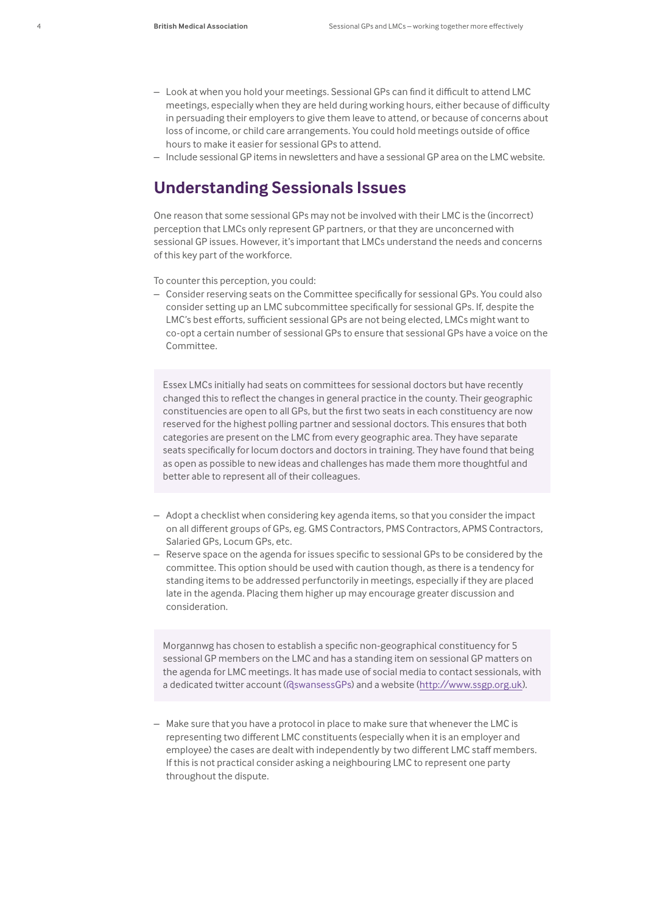- Look at when you hold your meetings. Sessional GPs can find it difficult to attend LMC meetings, especially when they are held during working hours, either because of difficulty in persuading their employers to give them leave to attend, or because of concerns about loss of income, or child care arrangements. You could hold meetings outside of office hours to make it easier for sessional GPs to attend.
- Include sessional GP items in newsletters and have a sessional GP area on the LMC website.

## Understanding Sessionals Issues

One reason that some sessional GPs may not be involved with their LMC is the (incorrect) perception that LMCs only represent GP partners, or that they are unconcerned with sessional GP issues. However, it's important that LMCs understand the needs and concerns of this key part of the workforce.

To counter this perception, you could:

- Consider reserving seats on the Committee specifically for sessional GPs. You could also consider setting up an LMC subcommittee specifically for sessional GPs. If, despite the LMC's best efforts, sufficient sessional GPs are not being elected, LMCs might want to co-opt a certain number of sessional GPs to ensure that sessional GPs have a voice on the Committee.

> Essex LMCs initially had seats on committees for sessional doctors but have recently changed this to reflect the changes in general practice in the county. Their geographic constituencies are open to all GPs, but the first two seats in each constituency are now reserved for the highest polling partner and sessional doctors. This ensures that both categories are present on the LMC from every geographic area. They have separate seats specifically for locum doctors and doctors in training. They have found that being as open as possible to new ideas and challenges has made them more thoughtful and better able to represent all of their colleagues.

- Adopt a checklist when considering key agenda items, so that you consider the impact on all different groups of GPs, eg. GMS Contractors, PMS Contractors, APMS Contractors, Salaried GPs, Locum GPs, etc.
- Reserve space on the agenda for issues specific to sessional GPs to be considered by the committee. This option should be used with caution though, as there is a tendency for standing items to be addressed perfunctorily in meetings, especially if they are placed late in the agenda. Placing them higher up may encourage greater discussion and consideration.

> Morgannwg has chosen to establish a specific non-geographical constituency for 5 sessional GP members on the LMC and has a standing item on sessional GP matters on the agenda for LMC meetings. It has made use of social media to contact sessionals, with a dedicated twitter account (@swansessGPs) and a website (http://www.ssgp.org.uk).

- Make sure that you have a protocol in place to make sure that whenever the LMC is representing two different LMC constituents (especially when it is an employer and employee) the cases are dealt with independently by two different LMC staff members. If this is not practical consider asking a neighbouring LMC to represent one party throughout the dispute.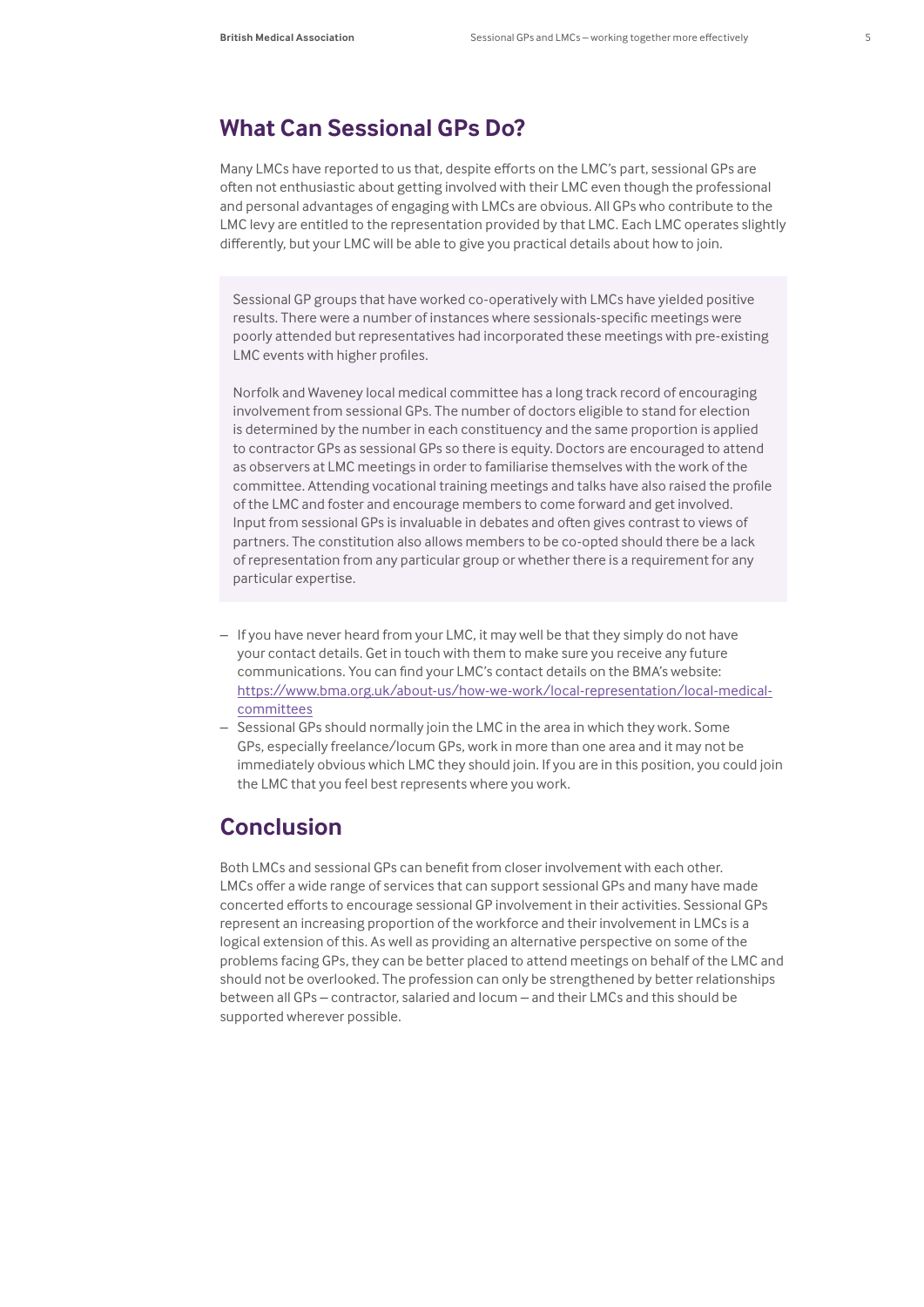## What Can Sessional GPs Do?

Many LMCs have reported to us that, despite efforts on the LMC's part, sessional GPs are often not enthusiastic about getting involved with their LMC even though the professional and personal advantages of engaging with LMCs are obvious. All GPs who contribute to the LMC levy are entitled to the representation provided by that LMC. Each LMC operates slightly differently, but your LMC will be able to give you practical details about how to join.

> Sessional GP groups that have worked co-operatively with LMCs have yielded positive results. There were a number of instances where sessionals-specific meetings were poorly attended but representatives had incorporated these meetings with pre-existing LMC events with higher profiles.
>
> Norfolk and Waveney local medical committee has a long track record of encouraging involvement from sessional GPs. The number of doctors eligible to stand for election is determined by the number in each constituency and the same proportion is applied to contractor GPs as sessional GPs so there is equity. Doctors are encouraged to attend as observers at LMC meetings in order to familiarise themselves with the work of the committee. Attending vocational training meetings and talks have also raised the profile of the LMC and foster and encourage members to come forward and get involved. Input from sessional GPs is invaluable in debates and often gives contrast to views of partners. The constitution also allows members to be co-opted should there be a lack of representation from any particular group or whether there is a requirement for any particular expertise.

- If you have never heard from your LMC, it may well be that they simply do not have your contact details. Get in touch with them to make sure you receive any future communications. You can find your LMC's contact details on the BMA's website: https://www.bma.org.uk/about-us/how-we-work/local-representation/local-medical-committees
- Sessional GPs should normally join the LMC in the area in which they work. Some GPs, especially freelance/locum GPs, work in more than one area and it may not be immediately obvious which LMC they should join. If you are in this position, you could join the LMC that you feel best represents where you work.

## Conclusion

Both LMCs and sessional GPs can benefit from closer involvement with each other. LMCs offer a wide range of services that can support sessional GPs and many have made concerted efforts to encourage sessional GP involvement in their activities. Sessional GPs represent an increasing proportion of the workforce and their involvement in LMCs is a logical extension of this. As well as providing an alternative perspective on some of the problems facing GPs, they can be better placed to attend meetings on behalf of the LMC and should not be overlooked. The profession can only be strengthened by better relationships between all GPs – contractor, salaried and locum – and their LMCs and this should be supported wherever possible.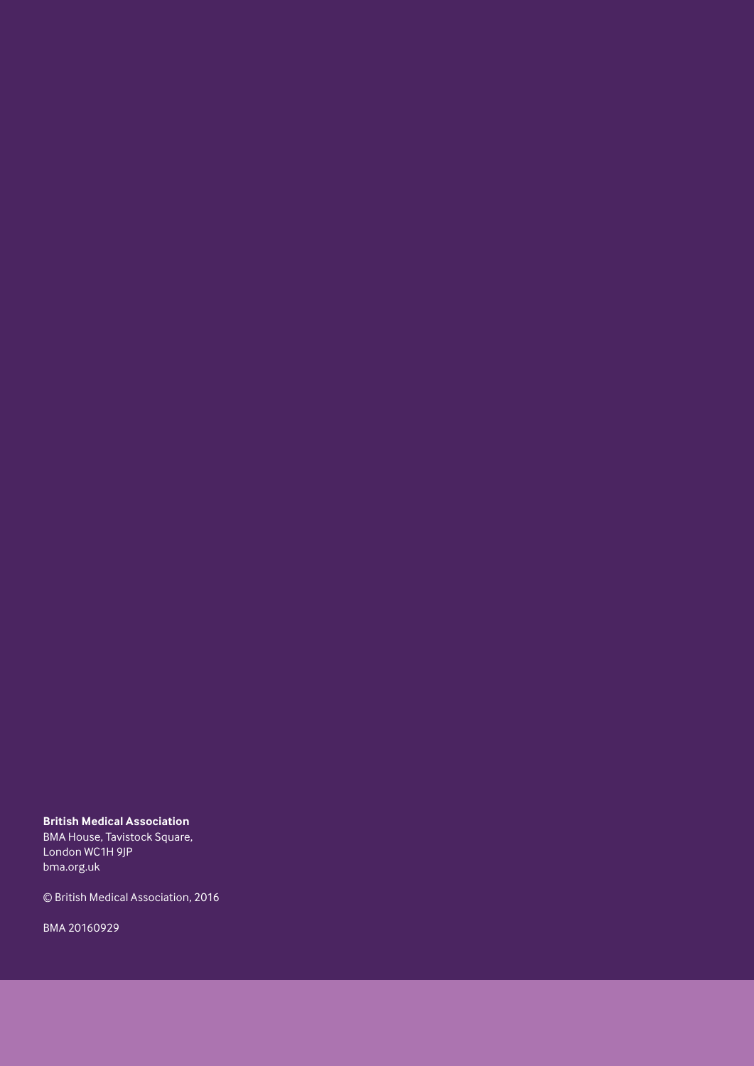**British Medical Association**
BMA House, Tavistock Square,
London WC1H 9JP
bma.org.uk

© British Medical Association, 2016

BMA 20160929